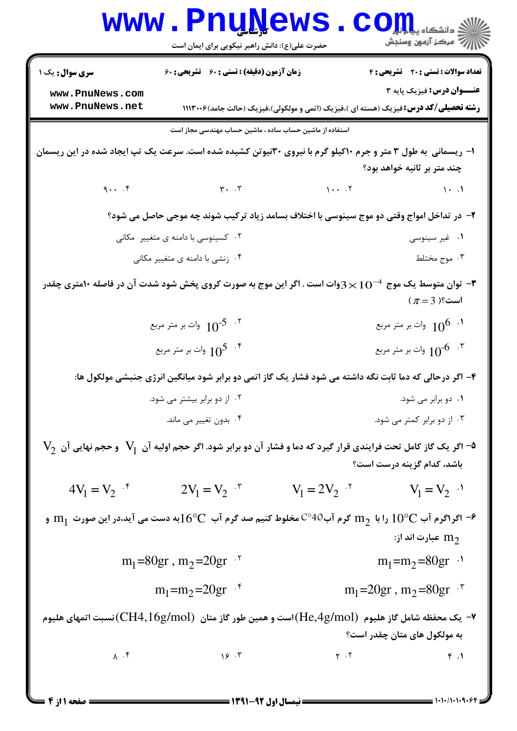**سری سوال:** یک ۱

**زمان آزمون (دقیقه) : تستی : ۶۰ تشریحی : ۶۰**

**تعداد سوالات : تستی : ۲۰ تشریحی : ۴**

**عنـــوان درس:** فیزیک پایه ۳

**رشته تحصیلی/کد درس:** فیزیک (هسته ای )،فیزیک (اتمی و مولکولی)،فیزیک (حالت جامد)۱۱۱۳۰۰۶

استفاده از ماشین حساب ساده ، ماشین حساب مهندسی مجاز است

۱- ریسمانی به طول ۳ متر و جرم ۱۰کیلو گرم با نیروی ۳۰نیوتن کشیده شده است. سرعت یک تپ ایجاد شده در این ریسمان چند متر بر ثانیه خواهد بود؟

۱. ۱۰
۲. ۱۰۰
۳. ۳۰
۴. ۹۰۰

۲- در تداخل امواج وقتی دو موج سینوسی با اختلاف بسامد زیاد ترکیب شوند چه موجی حاصل می شود؟

۱. غیر سینوسی
۲. کسینوسی با دامنه ی متغییر مکانی
۳. موج مختلط
۴. زنشی با دامنه ی متغییر مکانی

۳- توان متوسط یک موج $3\times10^{-4}$وات است . اگر این موج به صورت کروی پخش شود شدت آن در فاصله ۱۰متری چقدر است؟ ($\pi = 3$)

۱. $10^{6}$ وات بر متر مربع
۲. $10^{-5}$ وات بر متر مربع
۳. $10^{-6}$ وات بر متر مربع
۴. $10^{5}$ وات بر متر مربع

۴- اگر درحالی که دما ثابت نگه داشته می شود فشار یک گاز اتمی دو برابر شود میانگین انرژی جنبشی مولکول ها:

۱. دو برابر می شود.
۲. از دو برابر بیشتر می شود.
۳. از دو برابر کمتر می شود.
۴. بدون تغییر می ماند.

۵- اگر یک گاز کامل تحت فرایندی قرار گیرد که دما و فشار آن دو برابر شود. اگر حجم اولیه آن $V_1$ و حجم نهایی آن $V_2$ باشد، کدام گزینه درست است؟

۱. $V_1 = V_2$
۲. $V_1 = 2V_2$
۳. $2V_1 = V_2$
۴. $4V_1 = V_2$

۶- اگراگرم آب $10°C$ را با $m_2$ گرم آب$40°C$ مخلوط کنیم صد گرم آب $16°C$به دست می آید،در این صورت $m_1$ و $m_2$ عبارت اند از:

۱. $m_1=m_2=80gr$
۲. $m_1=80gr , m_2=20gr$
۳. $m_1=20gr , m_2=80gr$
۴. $m_1=m_2=20gr$

۷- یک محفظه شامل گاز هلیوم $(He,4g/mol)$است و همین طور گاز متان $(CH4,16g/mol)$نسبت اتمهای هلیوم به مولکول های متان چقدر است؟

۱. ۴
۲. ۲
۳. ۱۶
۴. ۸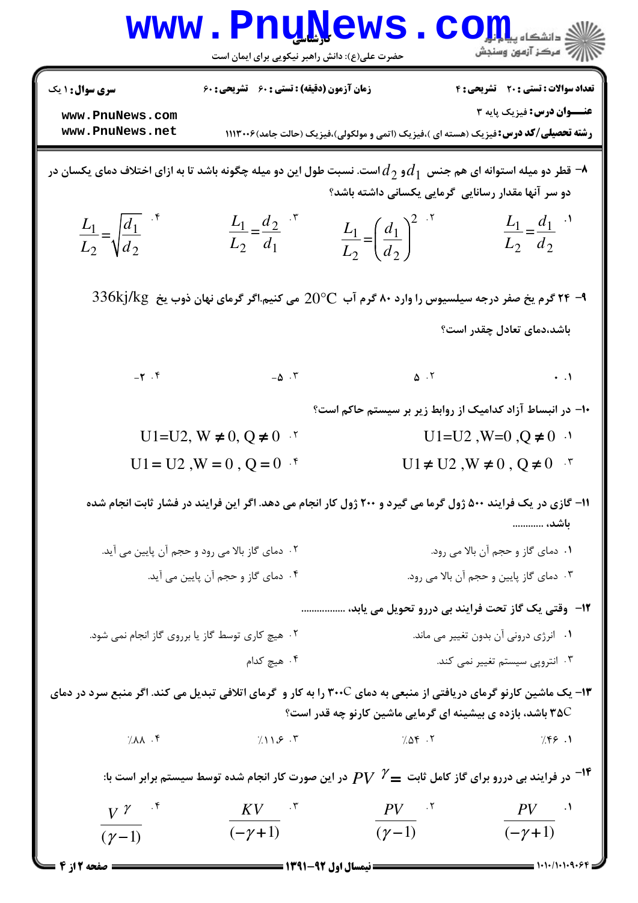۸- قطر دو میله استوانه ای هم جنس $d_1$ و $d_2$ است. نسبت طول این دو میله چگونه باشد تا به ازای اختلاف دمای یکسان در دو سر آنها مقدار رسانایی گرمایی یکسانی داشته باشد؟

۱. $\frac{L_1}{L_2}=\frac{d_1}{d_2}$

۲. $\frac{L_1}{L_2}=\left(\frac{d_1}{d_2}\right)^2$

۳. $\frac{L_1}{L_2}=\frac{d_2}{d_1}$

۴. $\frac{L_1}{L_2}=\sqrt{\frac{d_1}{d_2}}$

۹- ۲۴ گرم یخ صفر درجه سیلسیوس را وارد ۸۰ گرم آب $20°C$ می کنیم.اگر گرمای نهان ذوب یخ $336 kj/kg$ باشد،دمای تعادل چقدر است؟

۱. ۰

۲. ۵

۳. ۵-

۴. ۲-

۱۰- در انبساط آزاد کدامیک از روابط زیر بر سیستم حاکم است؟

۱. $U1=U2, W=0, Q\neq 0$

۲. $U1=U2, W\neq 0, Q\neq 0$

۳. $U1\neq U2, W\neq 0, Q\neq 0$

۴. $U1=U2, W=0, Q=0$

۱۱- گازی در یک فرایند ۵۰۰ ژول گرما می گیرد و ۲۰۰ ژول کار انجام می دهد. اگر این فرایند در فشار ثابت انجام شده باشد، ...........

۱. دمای گاز و حجم آن بالا می رود.

۲. دمای گاز بالا می رود و حجم آن پایین می آید.

۳. دمای گاز پایین و حجم آن بالا می رود.

۴. دمای گاز و حجم آن پایین می آید.

۱۲- وقتی یک گاز تحت فرایند بی دررو تحویل می یابد، ................

۱. انرژی درونی آن بدون تغییر می ماند.

۲. هیچ کاری توسط گاز یا برروی گاز انجام نمی شود.

۳. انتروپی سیستم تغییر نمی کند.

۴. هیچ کدام

۱۳- یک ماشین کارنو گرمای دریافتی از منبعی به دمای $300C$ را به کار و گرمای اتلافی تبدیل می کند. اگر منبع سرد در دمای $35C$ باشد، بازده ی بیشینه ای گرمایی ماشین کارنو چه قدر است؟

۱. ٪۴۶

۲. ٪۵۴

۳. ٪۱۱.۶

۴. ٪۸۸

۱۴- در فرایند بی دررو برای گاز کامل ثابت $= PV^{\gamma}$ در این صورت کار انجام شده توسط سیستم برابر است با:

۱. $\frac{PV}{(-\gamma+1)}$

۲. $\frac{PV}{(\gamma-1)}$

۳. $\frac{KV}{(-\gamma+1)}$

۴. $\frac{V^{\gamma}}{(\gamma-1)}$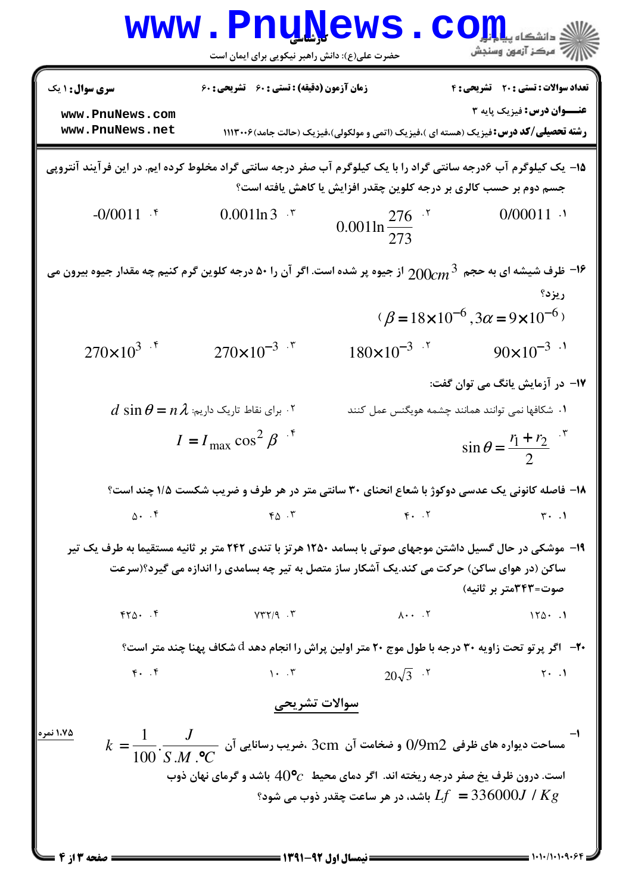**تعداد سوالات : تستی : ۲۰ تشریحی : ۴** | **زمان آزمون (دقیقه) : تستی : ۶۰ تشریحی : ۶۰** | **سری سوال : ۱ یک**

**عنـــوان درس:** فیزیک پایه ۳

**رشته تحصیلی/کد درس:** فیزیک (هسته ای )،فیزیک (اتمی و مولکولی)،فیزیک (حالت جامد) ۱۱۱۳۰۰۶

۱۵- یک کیلوگرم آب ۶درجه سانتی گراد را با یک کیلوگرم آب صفر درجه سانتی گراد مخلوط کرده ایم. در این فرآیند آنتروپی جسم دوم بر حسب کالری بر درجه کلوین چقدر افزایش یا کاهش یافته است؟

۱. 0/00011
۲. $0.001\ln\frac{276}{273}$
۳. $0.001\ln 3$
۴. -0/0011

۱۶- ظرف شیشه ای به حجم $200cm^3$ از جیوه پر شده است. اگر آن را ۵۰ درجه کلوین گرم کنیم چه مقدار جیوه بیرون می ریزد؟

$(\beta = 18\times10^{-6}, 3\alpha = 9\times10^{-6})$

۱. $90\times10^{-3}$
۲. $180\times10^{-3}$
۳. $270\times10^{-3}$
۴. $270\times10^{3}$

۱۷- در آزمایش یانگ می توان گفت:

۱. شکافها نمی توانند همانند چشمه هویگنس عمل کنند
۲. برای نقاط تاریک داریم: $d\sin\theta = n\lambda$
۳. $\sin\theta = \frac{r_1 + r_2}{2}$
۴. $I = I_{max}\cos^2\beta$

۱۸- فاصله کانونی یک عدسی دوکوژ با شعاع انحنای ۳۰ سانتی متر در هر طرف و ضریب شکست ۱/۵ چند است؟

۱. ۳۰
۲. ۴۰
۳. ۴۵
۴. ۵۰

۱۹- موشکی در حال گسیل داشتن موجهای صوتی با بسامد ۱۲۵۰ هرتز با تندی ۲۴۲ متر بر ثانیه مستقیما به طرف یک تیر ساکن (در هوای ساکن) حرکت می کند.یک آشکار ساز متصل به تیر چه بسامدی را اندازه می گیرد؟(سرعت صوت=۳۴۳متر بر ثانیه)

۱. ۱۲۵۰
۲. ۸۰۰
۳. ۷۳۲/۹
۴. ۴۲۵۰

۲۰- اگر پرتو تحت زاویه ۳۰ درجه با طول موج ۲۰ متر اولین پراش را انجام دهد d شکاف پهنا چند متر است؟

۱. ۲۰
۲. $20\sqrt{3}$
۳. ۱۰
۴. ۴۰

## سوالات تشریحی

۱- مساحت دیواره های ظرفی $0/9m2$ و ضخامت آن $3cm$ ،ضریب رسانایی آن $k = \frac{1}{100}.\frac{J}{S.M.°C}$ است. درون ظرف یخ صفر درجه ریخته اند. اگر دمای محیط $40°c$ باشد و گرمای نهان ذوب $Lf = 336000J/Kg$ باشد، در هر ساعت چقدر ذوب می شود؟ **۱،۷۵ نمره**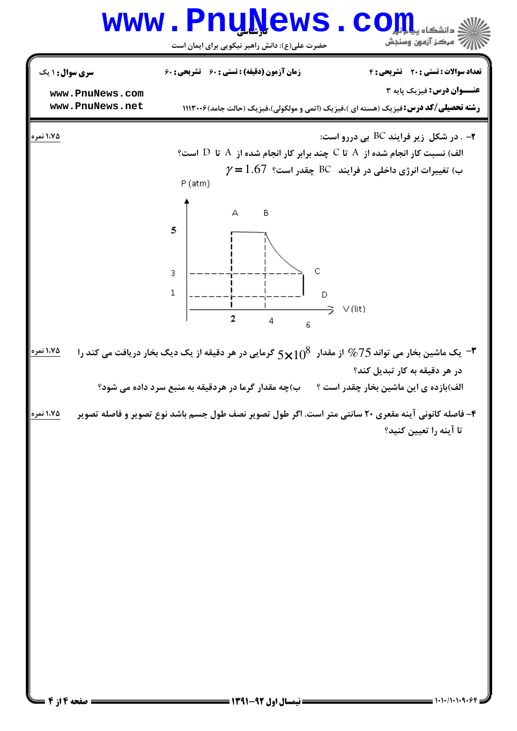سری سوال: ۱ یک | زمان آزمون (دقیقه) : تستی : ۶۰ تشریحی : ۶۰ | تعداد سوالات : تستی : ۲۰ تشریحی : ۴

**عنـــوان درس:** فیزیک پایه ۳

**رشته تحصیلی/کد درس:** فیزیک (هسته ای )،فیزیک (اتمی و مولکولی)،فیزیک (حالت جامد) ۱۱۱۳۰۰۶

۲- . در شکل زیر فرایند BC بی دررو است: (۱.۷۵ نمره)

الف) نسبت کار انجام شده از A تا C چند برابر کار انجام شده از A تا D است؟

ب) تغییرات انرژی داخلی در فرایند BC چقدر است؟ $\gamma = 1.67$

P (atm)

A B

5

3

1

C

D

V (lit)

2 4 6

۳- یک ماشین بخار می تواند $75\%$ از مقدار $5\times10^{8}$ گرمایی در هر دقیقه از یک دیگ بخار دریافت می کند را در هر دقیقه به کار تبدیل کند؟ (۱.۷۵ نمره)

الف)بازده ی این ماشین بخار چقدر است ؟ ب)چه مقدار گرما در هردقیقه به منبع سرد داده می شود؟

۴- فاصله کانونی آینه مقعری ۲۰ سانتی متر است. اگر طول تصویر نصف طول جسم باشد نوع تصویر و فاصله تصویر تا آینه را تعیین کنید؟ (۱.۷۵ نمره)